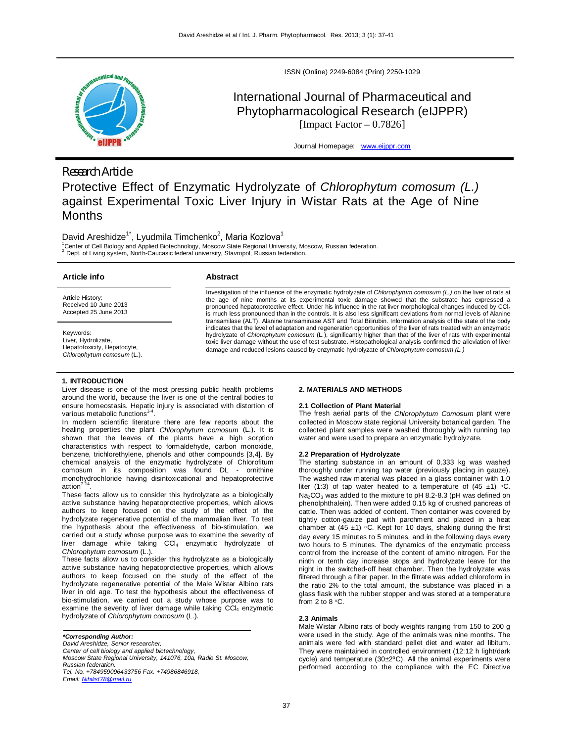ISSN (Online) 2249-6084 (Print) 2250-1029

# International Journal of Pharmaceutical and Phytopharmacological Research (eIJPPR)

[Impact Factor – 0.7826]

Journal Homepage: www.eijppr.com

Research Article

# Protective Effect of Enzymatic Hydrolyzate of *Chlorophytum comosum (L.)* against Experimental Toxic Liver Injury in Wistar Rats at the Age of Nine Months

David Areshidze[1*], Lyudmila Timchenko[2], Maria Kozlova[1]

[1]Center of Cell Biology and Applied Biotechnology, Moscow State Regional University, Moscow, Russian federation.
[2] Dept. of Living system, North-Caucasic federal university, Stavropol, Russian federation.

**Article info**

Article History:
Received 10 June 2013
Accepted 25 June 2013

Keywords:
Liver, Hydrolizate,
Hepatotoxicity, Hepatocyte,
*Chlorophytum comosum* (L.).

**Abstract**

Investigation of the influence of the enzymatic hydrolyzate of *Chlorophytum comosum (L.)* on the liver of rats at the age of nine months at its experimental toxic damage showed that the substrate has expressed a pronounced hepatoprotective effect. Under his influence in the rat liver morphological changes induced by $CCl_4$ is much less pronounced than in the controls. It is also less significant deviations from normal levels of Alanine transamilase (ALT), Alanine transaminase AST and Total Bilirubin. Information analysis of the state of the body indicates that the level of adaptation and regeneration opportunities of the liver of rats treated with an enzymatic hydrolyzate of *Chlorophytum comosum* (L.), significantly higher than that of the liver of rats with experimental toxic liver damage without the use of test substrate. Histopathological analysis confirmed the alleviation of liver damage and reduced lesions caused by enzymatic hydrolyzate of *Chlorophytum comosum (L.)*

## 1. INTRODUCTION

Liver disease is one of the most pressing public health problems around the world, because the liver is one of the central bodies to ensure homeostasis. Hepatic injury is associated with distortion of various metabolic functions[1-4].

In modern scientific literature there are few reports about the healing properties the plant *Chlorophytum comosum* (L.). It is shown that the leaves of the plants have a high sorption characteristics with respect to formaldehyde, carbon monoxide, benzene, trichlorethylene, phenols and other compounds [3,4]. By chemical analysis of the enzymatic hydrolyzate of Chlorofitum comosum in its composition was found DL - ornithine monohydrochloride having disintoxicational and hepatoprotective action[7-14].

These facts allow us to consider this hydrolyzate as a biologically active substance having hepatoprotective properties, which allows authors to keep focused on the study of the effect of the hydrolyzate regenerative potential of the mammalian liver. To test the hypothesis about the effectiveness of bio-stimulation, we carried out a study whose purpose was to examine the severity of liver damage while taking $CCl_4$ enzymatic hydrolyzate of *Chlorophytum comosum* (L.).

These facts allow us to consider this hydrolyzate as a biologically active substance having hepatoprotective properties, which allows authors to keep focused on the study of the effect of the hydrolyzate regenerative potential of the Male Wistar Albino rats liver in old age. To test the hypothesis about the effectiveness of bio-stimulation, we carried out a study whose purpose was to examine the severity of liver damage while taking $CCl_4$ enzymatic hydrolyzate of *Chlorophytum comosum* (L.).

***Corresponding Author:***
*David Areshidze, Senior researcher,*
*Center of cell biology and applied biotechnology,*
*Moscow State Regional University, 141076, 10a, Radio St. Moscow, Russian federation.*
*Tel. No. +784959096433756 Fax. +74986846918,*
*Email: Nihilist78@mail.ru*

## 2. MATERIALS AND METHODS

### 2.1 Collection of Plant Material

The fresh aerial parts of the *Chlorophytum Comosum* plant were collected in Moscow state regional University botanical garden. The collected plant samples were washed thoroughly with running tap water and were used to prepare an enzymatic hydrolyzate.

### 2.2 Preparation of Hydrolyzate

The starting substance in an amount of 0,333 kg was washed thoroughly under running tap water (previously placing in gauze). The washed raw material was placed in a glass container with 1.0 liter (1:3) of tap water heated to a temperature of (45 ±1) ◦C. $Na_2CO_3$ was added to the mixture to pH 8.2-8.3 (pH was defined on phenolphthalein). Then were added 0.15 kg of crushed pancreas of cattle. Then was added of content. Then container was covered by tightly cotton-gauze pad with parchment and placed in a heat chamber at (45 ±1) ◦C. Kept for 10 days, shaking during the first day every 15 minutes to 5 minutes, and in the following days every two hours to 5 minutes. The dynamics of the enzymatic process control from the increase of the content of amino nitrogen. For the ninth or tenth day increase stops and hydrolyzate leave for the night in the switched-off heat chamber. Then the hydrolyzate was filtered through a filter paper. In the filtrate was added chloroform in the ratio 2% to the total amount, the substance was placed in a glass flask with the rubber stopper and was stored at a temperature from 2 to 8 ◦C.

### 2.3 Animals

Male Wistar Albino rats of body weights ranging from 150 to 200 g were used in the study. Age of the animals was nine months. The animals were fed with standard pellet diet and water ad libitum. They were maintained in controlled environment (12:12 h light/dark cycle) and temperature (30±2ºC). All the animal experiments were performed according to the compliance with the EC Directive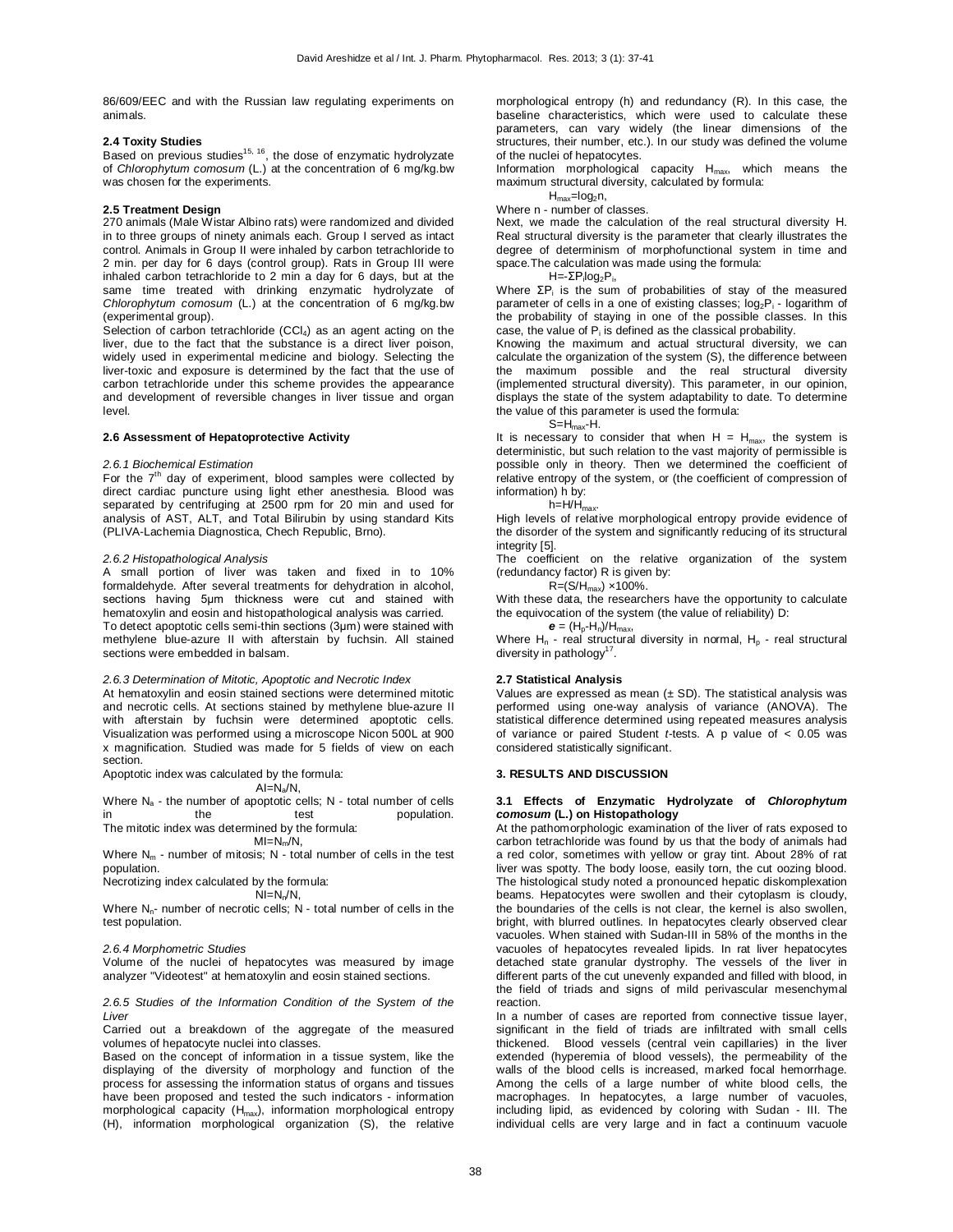86/609/EEC and with the Russian law regulating experiments on animals.

### 2.4 Toxity Studies

Based on previous studies[15, 16], the dose of enzymatic hydrolyzate of *Chlorophytum comosum* (L.) at the concentration of 6 mg/kg.bw was chosen for the experiments.

### 2.5 Treatment Design

270 animals (Male Wistar Albino rats) were randomized and divided in to three groups of ninety animals each. Group I served as intact control. Animals in Group II were inhaled by carbon tetrachloride to 2 min. per day for 6 days (control group). Rats in Group III were inhaled carbon tetrachloride to 2 min a day for 6 days, but at the same time treated with drinking enzymatic hydrolyzate of *Chlorophytum comosum* (L.) at the concentration of 6 mg/kg.bw (experimental group).

Selection of carbon tetrachloride ($CCl_4$) as an agent acting on the liver, due to the fact that the substance is a direct liver poison, widely used in experimental medicine and biology. Selecting the liver-toxic and exposure is determined by the fact that the use of carbon tetrachloride under this scheme provides the appearance and development of reversible changes in liver tissue and organ level.

### 2.6 Assessment of Hepatoprotective Activity

#### *2.6.1 Biochemical Estimation*

For the 7[th] day of experiment, blood samples were collected by direct cardiac puncture using light ether anesthesia. Blood was separated by centrifuging at 2500 rpm for 20 min and used for analysis of AST, ALT, and Total Bilirubin by using standard Kits (PLIVA-Lachemia Diagnostica, Chech Republic, Brno).

#### *2.6.2 Histopathological Analysis*

A small portion of liver was taken and fixed in to 10% formaldehyde. After several treatments for dehydration in alcohol, sections having 5µm thickness were cut and stained with hematoxylin and eosin and histopathological analysis was carried.

To detect apoptotic cells semi-thin sections (3µm) were stained with methylene blue-azure II with afterstain by fuchsin. All stained sections were embedded in balsam.

#### *2.6.3 Determination of Mitotic, Apoptotic and Necrotic Index*

At hematoxylin and eosin stained sections were determined mitotic and necrotic cells. At sections stained by methylene blue-azure II with afterstain by fuchsin were determined apoptotic cells. Visualization was performed using a microscope Nicon 500L at 900 x magnification. Studied was made for 5 fields of view on each section.

Apoptotic index was calculated by the formula:

$$AI=N_a/N,$$

Where $N_a$ - the number of apoptotic cells; N - total number of cells in the test population.

The mitotic index was determined by the formula:

$$MI=N_m/N,$$

Where $N_m$ - number of mitosis; N - total number of cells in the test population.

Necrotizing index calculated by the formula:

$$NI=N_n/N,$$

Where $N_n$- number of necrotic cells; N - total number of cells in the test population.

#### *2.6.4 Morphometric Studies*

Volume of the nuclei of hepatocytes was measured by image analyzer "Videotest" at hematoxylin and eosin stained sections.

#### *2.6.5 Studies of the Information Condition of the System of the Liver*

Carried out a breakdown of the aggregate of the measured volumes of hepatocyte nuclei into classes.

Based on the concept of information in a tissue system, like the displaying of the diversity of morphology and function of the process for assessing the information status of organs and tissues have been proposed and tested the such indicators - information morphological capacity ($H_{max}$), information morphological entropy (H), information morphological organization (S), the relative morphological entropy (h) and redundancy (R). In this case, the baseline characteristics, which were used to calculate these parameters, can vary widely (the linear dimensions of the structures, their number, etc.). In our study was defined the volume of the nuclei of hepatocytes.

Information morphological capacity $H_{max}$, which means the maximum structural diversity, calculated by formula:

$$H_{max}=\log_2 n,$$

Where n - number of classes.

Next, we made the calculation of the real structural diversity H. Real structural diversity is the parameter that clearly illustrates the degree of determinism of morphofunctional system in time and space.The calculation was made using the formula:

$$H=-\Sigma P_i \log_2 P_i,$$

Where $\Sigma P_i$ is the sum of probabilities of stay of the measured parameter of cells in a one of existing classes; $\log_2 P_i$ - logarithm of the probability of staying in one of the possible classes. In this case, the value of $P_i$ is defined as the classical probability.

Knowing the maximum and actual structural diversity, we can calculate the organization of the system (S), the difference between the maximum possible and the real structural diversity (implemented structural diversity). This parameter, in our opinion, displays the state of the system adaptability to date. To determine the value of this parameter is used the formula:

$$S=H_{max}-H.$$

It is necessary to consider that when $H = H_{max}$, the system is deterministic, but such relation to the vast majority of permissible is possible only in theory. Then we determined the coefficient of relative entropy of the system, or (the coefficient of compression of information) h by:

$$h=H/H_{max}.$$

High levels of relative morphological entropy provide evidence of the disorder of the system and significantly reducing of its structural integrity [5].

The coefficient on the relative organization of the system (redundancy factor) R is given by:

$$R=(S/H_{max}) \times 100\%.$$

With these data, the researchers have the opportunity to calculate the equivocation of the system (the value of reliability) D:

$$e = (H_p-H_n)/H_{max},$$

Where $H_n$ - real structural diversity in normal, $H_p$ - real structural diversity in pathology[17].

### 2.7 Statistical Analysis

Values are expressed as mean (± SD). The statistical analysis was performed using one-way analysis of variance (ANOVA). The statistical difference determined using repeated measures analysis of variance or paired Student *t*-tests. A p value of < 0.05 was considered statistically significant.

## 3. RESULTS AND DISCUSSION

### 3.1 Effects of Enzymatic Hydrolyzate of *Chlorophytum comosum* (L.) on Histopathology

At the pathomorphologic examination of the liver of rats exposed to carbon tetrachloride was found by us that the body of animals had a red color, sometimes with yellow or gray tint. About 28% of rat liver was spotty. The body loose, easily torn, the cut oozing blood. The histological study noted a pronounced hepatic diskomplexation beams. Hepatocytes were swollen and their cytoplasm is cloudy, the boundaries of the cells is not clear, the kernel is also swollen, bright, with blurred outlines. In hepatocytes clearly observed clear vacuoles. When stained with Sudan-III in 58% of the months in the vacuoles of hepatocytes revealed lipids. In rat liver hepatocytes detached state granular dystrophy. The vessels of the liver in different parts of the cut unevenly expanded and filled with blood, in the field of triads and signs of mild perivascular mesenchymal reaction.

In a number of cases are reported from connective tissue layer, significant in the field of triads are infiltrated with small cells thickened. Blood vessels (central vein capillaries) in the liver extended (hyperemia of blood vessels), the permeability of the walls of the blood cells is increased, marked focal hemorrhage. Among the cells of a large number of white blood cells, the macrophages. In hepatocytes, a large number of vacuoles, including lipid, as evidenced by coloring with Sudan - III. The individual cells are very large and in fact a continuum vacuole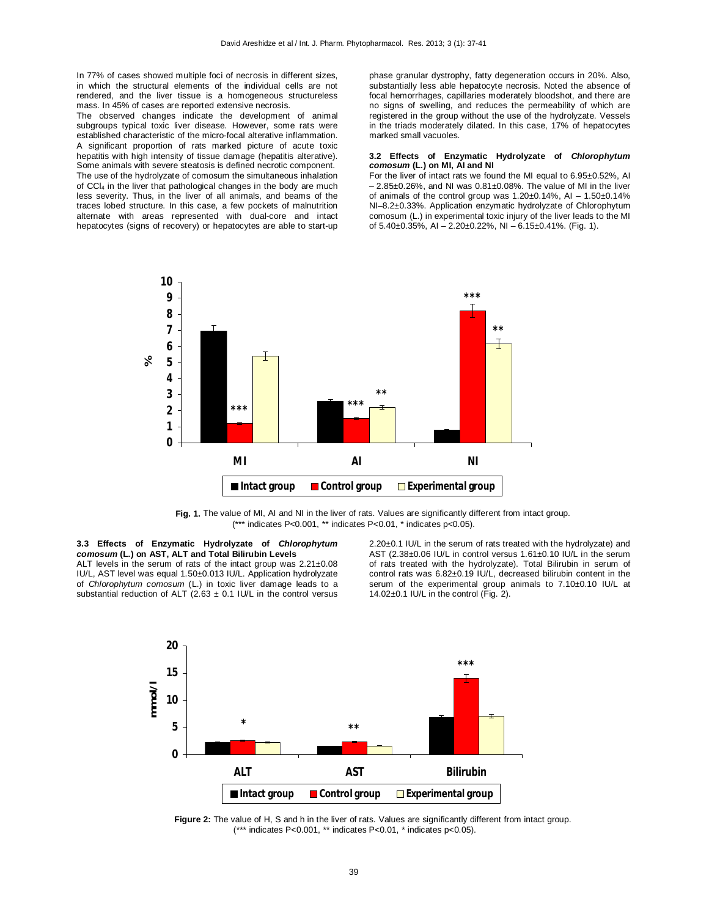In 77% of cases showed multiple foci of necrosis in different sizes, in which the structural elements of the individual cells are not rendered, and the liver tissue is a homogeneous structureless mass. In 45% of cases are reported extensive necrosis.

The observed changes indicate the development of animal subgroups typical toxic liver disease. However, some rats were established characteristic of the micro-focal alterative inflammation. A significant proportion of rats marked picture of acute toxic hepatitis with high intensity of tissue damage (hepatitis alterative). Some animals with severe steatosis is defined necrotic component.

The use of the hydrolyzate of comosum the simultaneous inhalation of $CCl_4$ in the liver that pathological changes in the body are much less severity. Thus, in the liver of all animals, and beams of the traces lobed structure. In this case, a few pockets of malnutrition alternate with areas represented with dual-core and intact hepatocytes (signs of recovery) or hepatocytes are able to start-up phase granular dystrophy, fatty degeneration occurs in 20%. Also, substantially less able hepatocyte necrosis. Noted the absence of focal hemorrhages, capillaries moderately bloodshot, and there are no signs of swelling, and reduces the permeability of which are registered in the group without the use of the hydrolyzate. Vessels in the triads moderately dilated. In this case, 17% of hepatocytes marked small vacuoles.

### 3.2 Effects of Enzymatic Hydrolyzate of *Chlorophytum comosum* (L.) on MI, AI and NI

For the liver of intact rats we found the MI equal to 6.95±0.52%, AI – 2.85±0.26%, and NI was 0.81±0.08%. The value of MI in the liver of animals of the control group was 1.20±0.14%, AI – 1.50±0.14% NI–8.2±0.33%. Application enzymatic hydrolyzate of Chlorophytum comosum (L.) in experimental toxic injury of the liver leads to the MI of 5.40±0.35%, AI – 2.20±0.22%, NI – 6.15±0.41%. (Fig. 1).

**Fig. 1.** The value of MI, AI and NI in the liver of rats. Values are significantly different from intact group. (*** indicates P<0.001, ** indicates P<0.01, * indicates p<0.05).

### 3.3 Effects of Enzymatic Hydrolyzate of *Chlorophytum comosum* (L.) on AST, ALT and Total Bilirubin Levels

ALT levels in the serum of rats of the intact group was 2.21±0.08 IU/L, AST level was equal 1.50±0.013 IU/L. Application hydrolyzate of *Chlorophytum comosum* (L.) in toxic liver damage leads to a substantial reduction of ALT (2.63 ± 0.1 IU/L in the control versus 2.20±0.1 IU/L in the serum of rats treated with the hydrolyzate) and AST (2.38±0.06 IU/L in control versus 1.61±0.10 IU/L in the serum of rats treated with the hydrolyzate). Total Bilirubin in serum of control rats was 6.82±0.19 IU/L, decreased bilirubin content in the serum of the experimental group animals to 7.10±0.10 IU/L at 14.02±0.1 IU/L in the control (Fig. 2).

**Figure 2:** The value of H, S and h in the liver of rats. Values are significantly different from intact group. (*** indicates P<0.001, ** indicates P<0.01, * indicates p<0.05).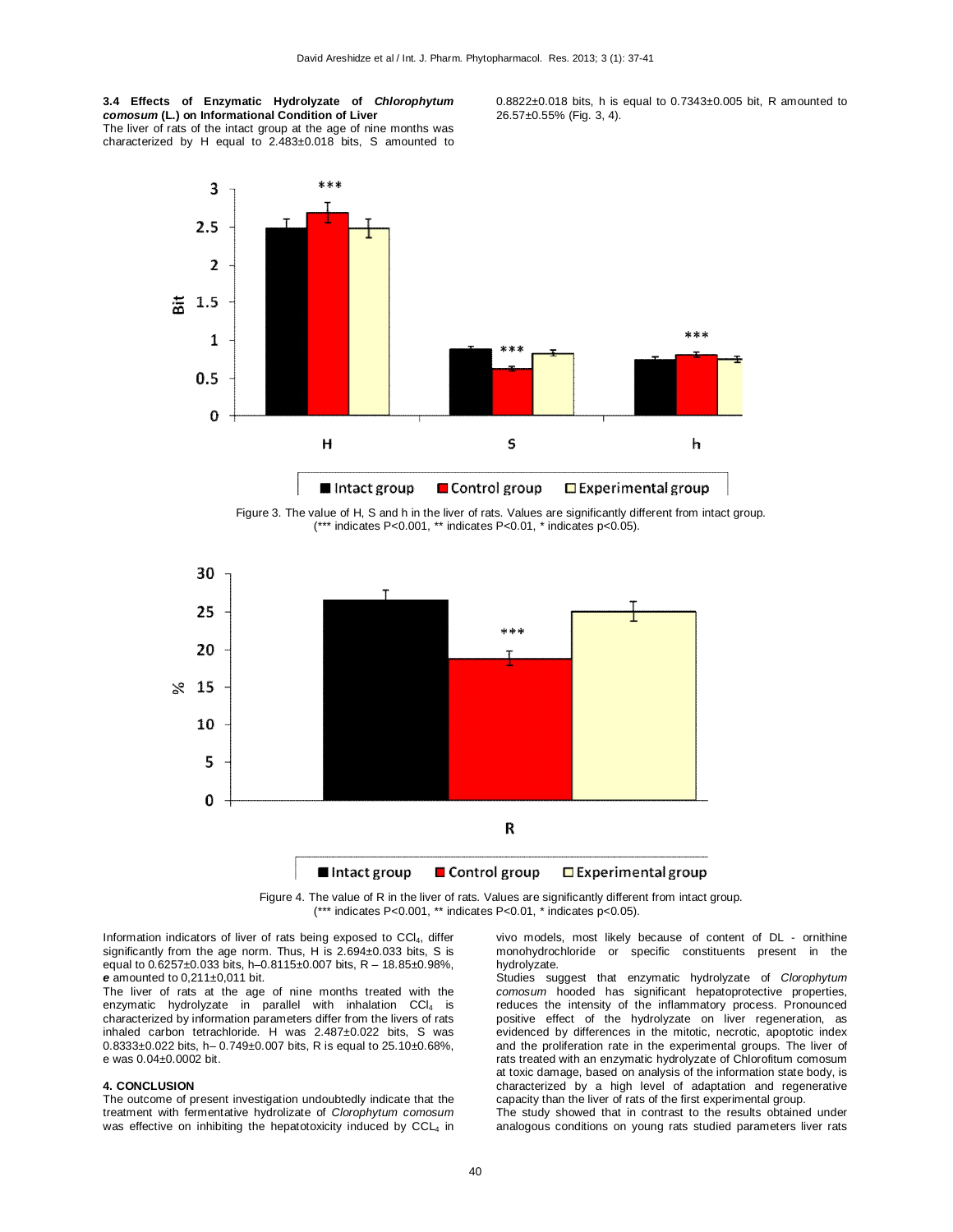### 3.4 Effects of Enzymatic Hydrolyzate of *Chlorophytum comosum* (L.) on Informational Condition of Liver

The liver of rats of the intact group at the age of nine months was characterized by H equal to 2.483±0.018 bits, S amounted to 0.8822±0.018 bits, h is equal to 0.7343±0.005 bit, R amounted to 26.57±0.55% (Fig. 3, 4).

Figure 3. The value of H, S and h in the liver of rats. Values are significantly different from intact group. (*** indicates P<0.001, ** indicates P<0.01, * indicates p<0.05).

Figure 4. The value of R in the liver of rats. Values are significantly different from intact group. (*** indicates P<0.001, ** indicates P<0.01, * indicates p<0.05).

Information indicators of liver of rats being exposed to $CCl_4$, differ significantly from the age norm. Thus, H is 2.694±0.033 bits, S is equal to 0.6257±0.033 bits, h–0.8115±0.007 bits, R – 18.85±0.98%, ***e*** amounted to 0,211±0,011 bit.

The liver of rats at the age of nine months treated with the enzymatic hydrolyzate in parallel with inhalation $CCl_4$ is characterized by information parameters differ from the livers of rats inhaled carbon tetrachloride. H was 2.487±0.022 bits, S was 0.8333±0.022 bits, h– 0.749±0.007 bits, R is equal to 25.10±0.68%, e was 0.04±0.0002 bit.

## 4. CONCLUSION

The outcome of present investigation undoubtedly indicate that the treatment with fermentative hydrolizate of *Clorophytum comosum* was effective on inhibiting the hepatotoxicity induced by $CCL_4$ in vivo models, most likely because of content of DL - ornithine monohydrochloride or specific constituents present in the hydrolyzate.

Studies suggest that enzymatic hydrolyzate of *Clorophytum comosum* hooded has significant hepatoprotective properties, reduces the intensity of the inflammatory process. Pronounced positive effect of the hydrolyzate on liver regeneration, as evidenced by differences in the mitotic, necrotic, apoptotic index and the proliferation rate in the experimental groups. The liver of rats treated with an enzymatic hydrolyzate of Chlorofitum comosum at toxic damage, based on analysis of the information state body, is characterized by a high level of adaptation and regenerative capacity than the liver of rats of the first experimental group.

The study showed that in contrast to the results obtained under analogous conditions on young rats studied parameters liver rats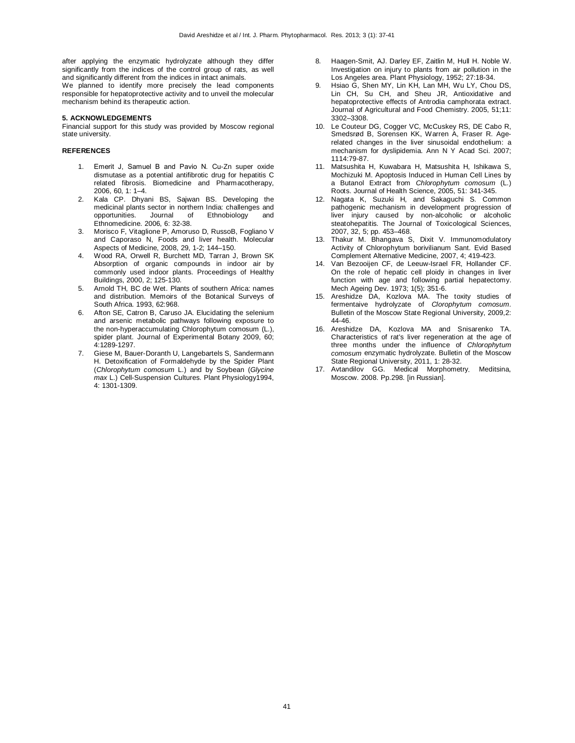after applying the enzymatic hydrolyzate although they differ significantly from the indices of the control group of rats, as well and significantly different from the indices in intact animals.

We planned to identify more precisely the lead components responsible for hepatoprotective activity and to unveil the molecular mechanism behind its therapeutic action.

### 5. ACKNOWLEDGEMENTS

Financial support for this study was provided by Moscow regional state university.

### REFERENCES

1. Emerit J, Samuel B and Pavio N. Cu-Zn super oxide dismutase as a potential antifibrotic drug for hepatitis C related fibrosis. Biomedicine and Pharmacotherapy, 2006, 60, 1: 1–4.
2. Kala CP. Dhyani BS, Sajwan BS. Developing the medicinal plants sector in northern India: challenges and opportunities. Journal of Ethnobiology and Ethnomedicine. 2006, 6: 32-38.
3. Morisco F, Vitaglione P, Amoruso D, RussoB, Fogliano V and Caporaso N, Foods and liver health. Molecular Aspects of Medicine, 2008, 29, 1-2; 144–150.
4. Wood RA, Orwell R, Burchett MD, Tarran J, Brown SK Absorption of organic compounds in indoor air by commonly used indoor plants. Proceedings of Healthy Buildings, 2000, 2; 125-130.
5. Arnold TH, BC de Wet. Plants of southern Africa: names and distribution. Memoirs of the Botanical Surveys of South Africa. 1993, 62:968.
6. Afton SE, Catron B, Caruso JA. Elucidating the selenium and arsenic metabolic pathways following exposure to the non-hyperaccumulating Chlorophytum comosum (L.), spider plant. Journal of Experimental Botany 2009, 60; 4:1289-1297.
7. Giese M, Bauer-Doranth U, Langebartels S, Sandermann H. Detoxification of Formaldehyde by the Spider Plant (*Chlorophytum comosum* L.) and by Soybean (*Glycine max* L.) Cell-Suspension Cultures. Plant Physiology1994, 4: 1301-1309.
8. Haagen-Smit, AJ. Darley EF, Zaitlin M, Hull H. Noble W. Investigation on injury to plants from air pollution in the Los Angeles area. Plant Physiology, 1952; 27:18-34.
9. Hsiao G, Shen MY, Lin KH, Lan MH, Wu LY, Chou DS, Lin CH, Su CH, and Sheu JR, Antioxidative and hepatoprotective effects of Antrodia camphorata extract. Journal of Agricultural and Food Chemistry. 2005, 51;11: 3302–3308.
10. Le Couteur DG, Cogger VC, McCuskey RS, DE Cabo R, Smedsrød B, Sorensen KK, Warren A, Fraser R. Age-related changes in the liver sinusoidal endothelium: a mechanism for dyslipidemia. Ann N Y Acad Sci. 2007; 1114:79-87.
11. Matsushita H, Kuwabara H, Matsushita H, Ishikawa S, Mochizuki M. Apoptosis Induced in Human Cell Lines by a Butanol Extract from *Chlorophytum comosum* (L.) Roots. Journal of Health Science, 2005, 51: 341-345.
12. Nagata K, Suzuki H, and Sakaguchi S. Common pathogenic mechanism in development progression of liver injury caused by non-alcoholic or alcoholic steatohepatitis. The Journal of Toxicological Sciences, 2007, 32, 5; pp. 453–468.
13. Thakur M. Bhangava S, Dixit V. Immunomodulatory Activity of Chlorophytum borivilianum Sant. Evid Based Complement Alternative Medicine, 2007, 4; 419-423.
14. Van Bezooijen CF, de Leeuw-Israel FR, Hollander CF. On the role of hepatic cell ploidy in changes in liver function with age and following partial hepatectomy. Mech Ageing Dev. 1973; 1(5); 351-6.
15. Areshidze DA, Kozlova MA. The toxity studies of fermentaive hydrolyzate of *Clorophytum comosum*. Bulletin of the Moscow State Regional University, 2009,2: 44-46.
16. Areshidze DA, Kozlova MA and Snisarenko TA. Characteristics of rat's liver regeneration at the age of three months under the influence of *Chlorophytum comosum* enzymatic hydrolyzate. Bulletin of the Moscow State Regional University, 2011, 1: 28-32.
17. Avtandilov GG. Medical Morphometry. Meditsina, Moscow. 2008. Pp.298. [in Russian].